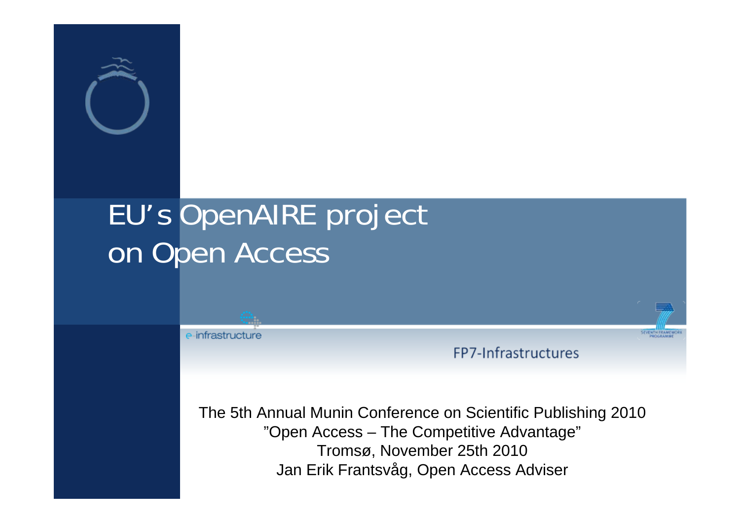# EU's OpenAIRE project on Open Access

e-infrastructure

FP7-Infrastructures

SEVENTH FRAMEWORK PROGRAMME

The 5th Annual Munin Conference on Scientific Publishing 2010
"Open Access – The Competitive Advantage"
Tromsø, November 25th 2010
Jan Erik Frantsvåg, Open Access Adviser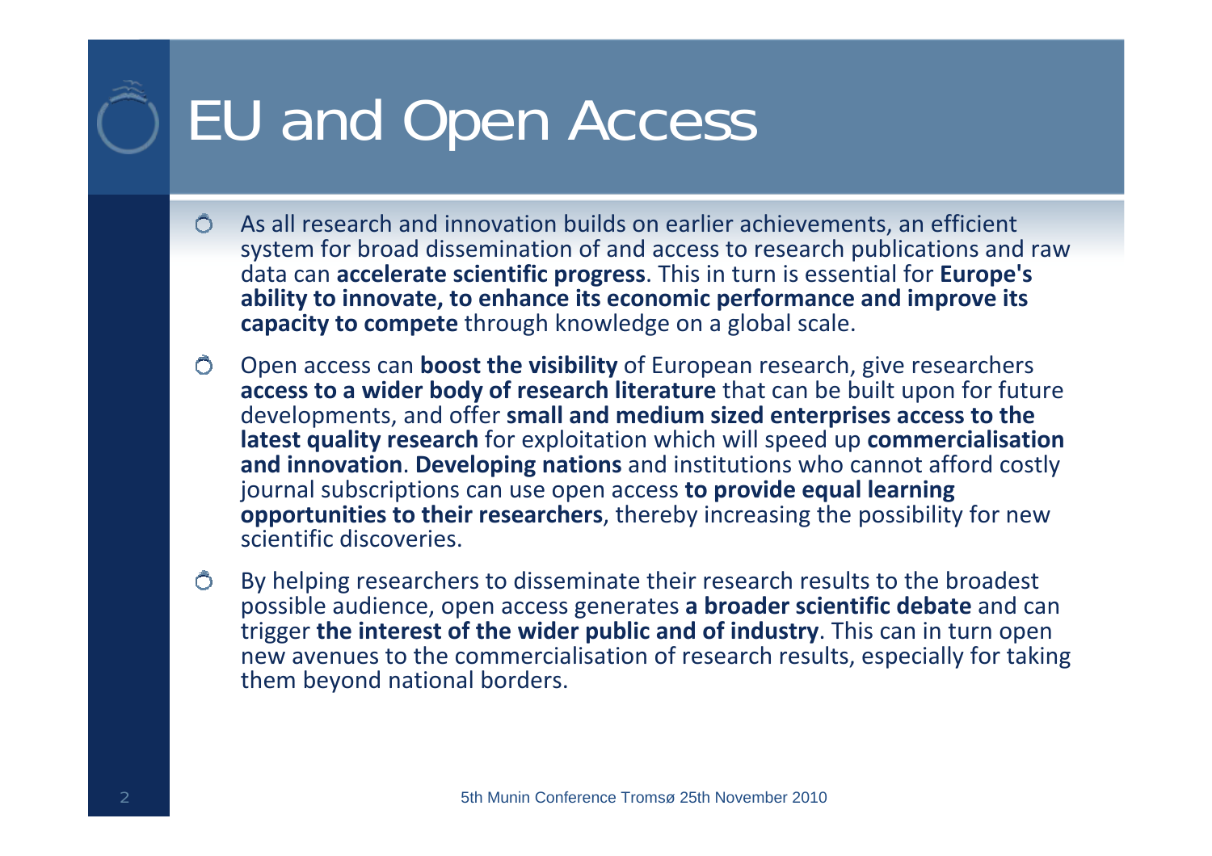# EU and Open Access

- As all research and innovation builds on earlier achievements, an efficient system for broad dissemination of and access to research publications and raw data can **accelerate scientific progress**. This in turn is essential for **Europe's ability to innovate, to enhance its economic performance and improve its capacity to compete** through knowledge on a global scale.
- Open access can **boost the visibility** of European research, give researchers **access to a wider body of research literature** that can be built upon for future developments, and offer **small and medium sized enterprises access to the latest quality research** for exploitation which will speed up **commercialisation and innovation**. **Developing nations** and institutions who cannot afford costly journal subscriptions can use open access **to provide equal learning opportunities to their researchers**, thereby increasing the possibility for new scientific discoveries.
- By helping researchers to disseminate their research results to the broadest possible audience, open access generates **a broader scientific debate** and can trigger **the interest of the wider public and of industry**. This can in turn open new avenues to the commercialisation of research results, especially for taking them beyond national borders.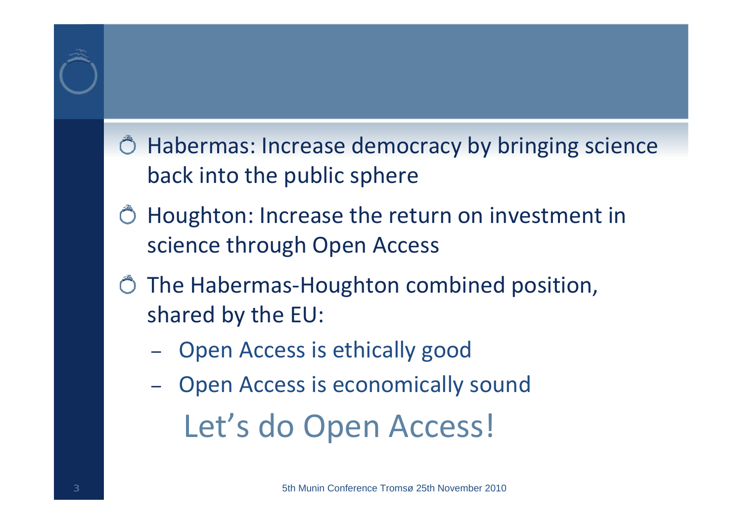- Habermas: Increase democracy by bringing science back into the public sphere
- Houghton: Increase the return on investment in science through Open Access
- The Habermas-Houghton combined position, shared by the EU:
  - Open Access is ethically good
  - Open Access is economically sound

  Let's do Open Access!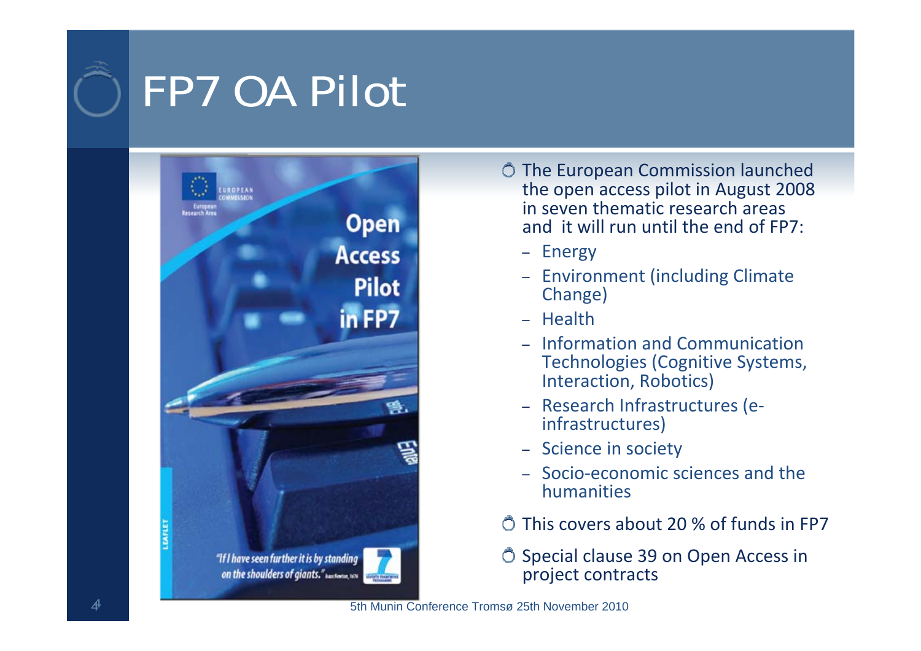# FP7 OA Pilot

- The European Commission launched the open access pilot in August 2008 in seven thematic research areas and it will run until the end of FP7:
  - Energy
  - Environment (including Climate Change)
  - Health
  - Information and Communication Technologies (Cognitive Systems, Interaction, Robotics)
  - Research Infrastructures (e-infrastructures)
  - Science in society
  - Socio-economic sciences and the humanities
- This covers about 20 % of funds in FP7
- Special clause 39 on Open Access in project contracts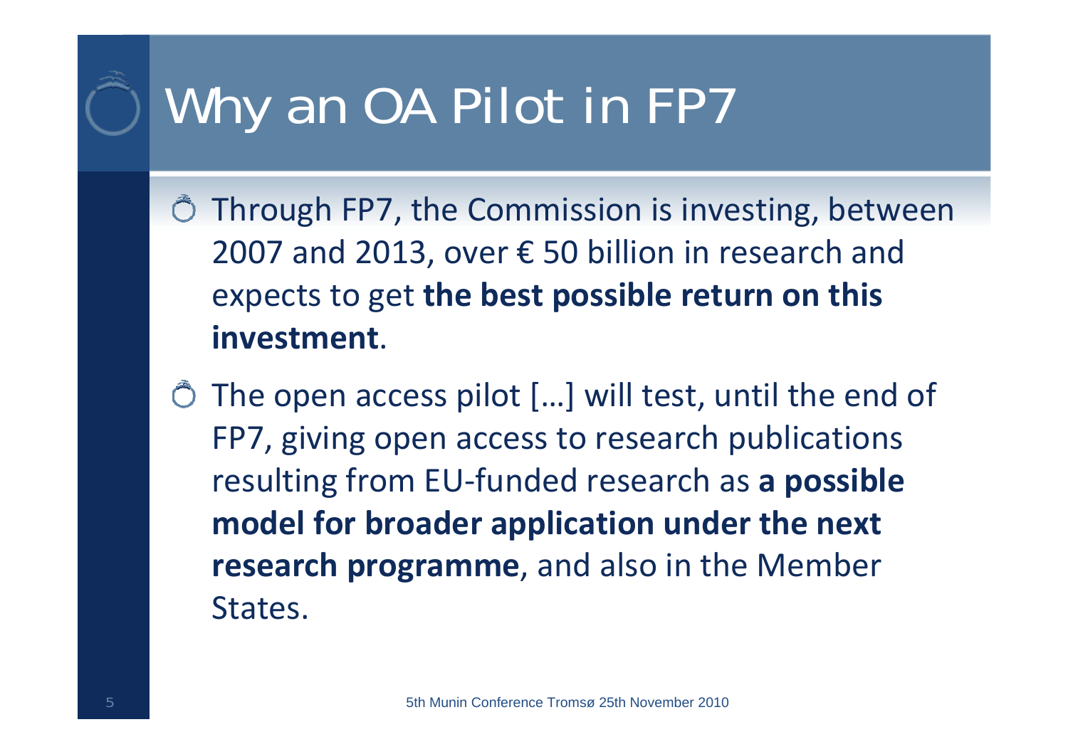# Why an OA Pilot in FP7

- Through FP7, the Commission is investing, between 2007 and 2013, over € 50 billion in research and expects to get **the best possible return on this investment**.
- The open access pilot […] will test, until the end of FP7, giving open access to research publications resulting from EU-funded research as **a possible model for broader application under the next research programme**, and also in the Member States.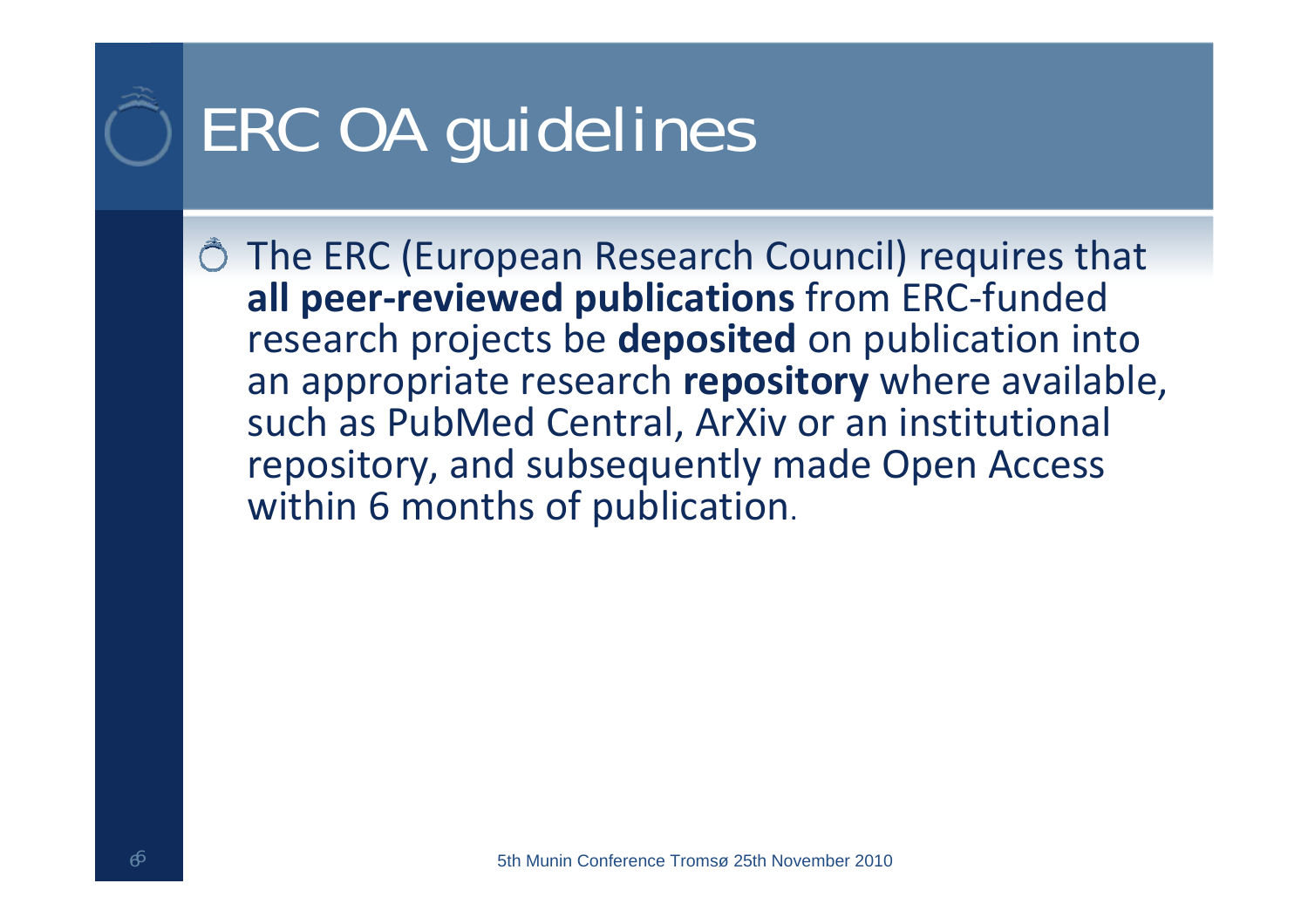# ERC OA guidelines

- The ERC (European Research Council) requires that **all peer-reviewed publications** from ERC-funded research projects be **deposited** on publication into an appropriate research **repository** where available, such as PubMed Central, ArXiv or an institutional repository, and subsequently made Open Access within 6 months of publication.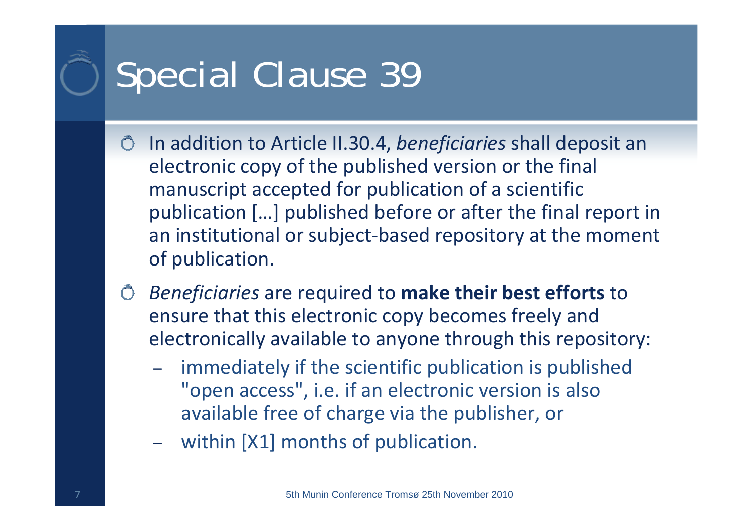# Special Clause 39

- In addition to Article II.30.4, *beneficiaries* shall deposit an electronic copy of the published version or the final manuscript accepted for publication of a scientific publication […] published before or after the final report in an institutional or subject-based repository at the moment of publication.
- *Beneficiaries* are required to **make their best efforts** to ensure that this electronic copy becomes freely and electronically available to anyone through this repository:
  - immediately if the scientific publication is published "open access", i.e. if an electronic version is also available free of charge via the publisher, or
  - within [X1] months of publication.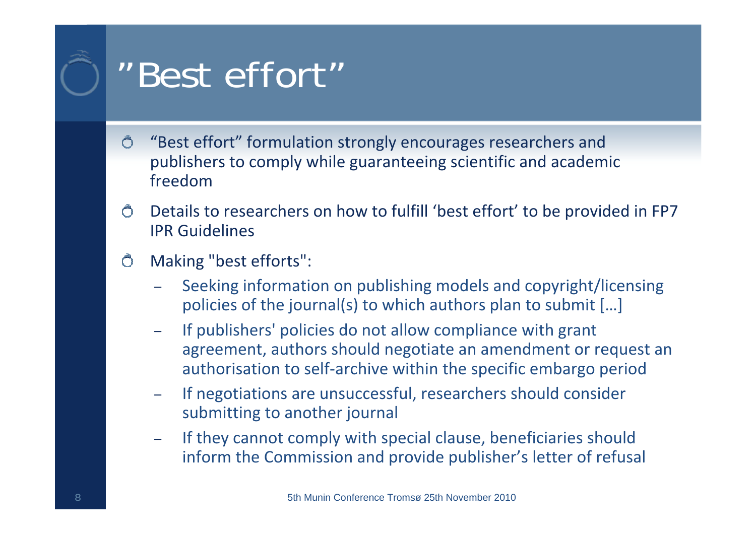# "Best effort"

- "Best effort" formulation strongly encourages researchers and publishers to comply while guaranteeing scientific and academic freedom
- Details to researchers on how to fulfill 'best effort' to be provided in FP7 IPR Guidelines
- Making "best efforts":
  - Seeking information on publishing models and copyright/licensing policies of the journal(s) to which authors plan to submit […]
  - If publishers' policies do not allow compliance with grant agreement, authors should negotiate an amendment or request an authorisation to self-archive within the specific embargo period
  - If negotiations are unsuccessful, researchers should consider submitting to another journal
  - If they cannot comply with special clause, beneficiaries should inform the Commission and provide publisher's letter of refusal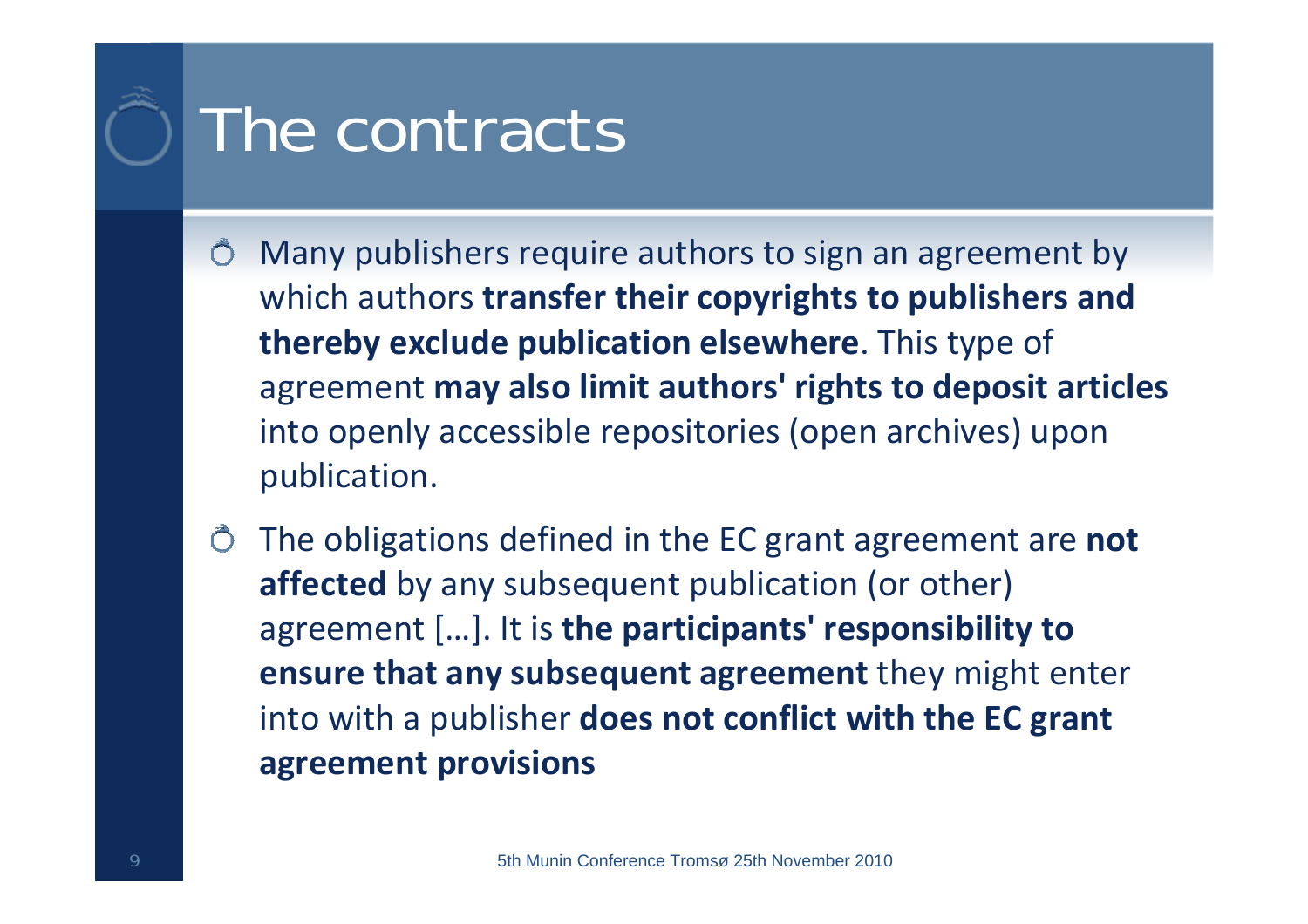# The contracts

- Many publishers require authors to sign an agreement by which authors **transfer their copyrights to publishers and thereby exclude publication elsewhere**. This type of agreement **may also limit authors' rights to deposit articles** into openly accessible repositories (open archives) upon publication.
- The obligations defined in the EC grant agreement are **not affected** by any subsequent publication (or other) agreement [...]. It is **the participants' responsibility to ensure that any subsequent agreement** they might enter into with a publisher **does not conflict with the EC grant agreement provisions**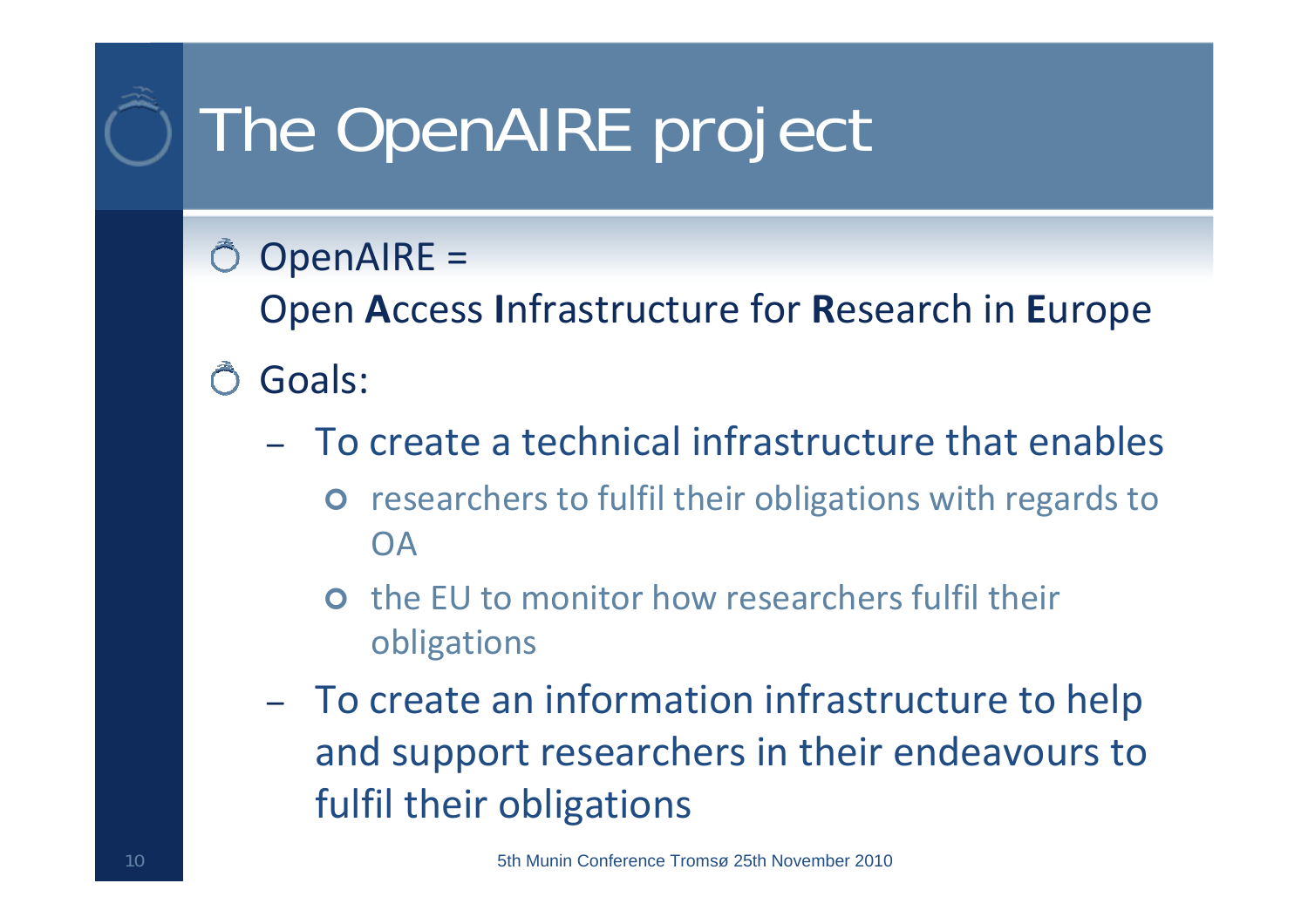# The OpenAIRE project

- OpenAIRE =
  Open **A**ccess **I**nfrastructure for **R**esearch in **E**urope
- Goals:
  - To create a technical infrastructure that enables
    - researchers to fulfil their obligations with regards to OA
    - the EU to monitor how researchers fulfil their obligations
  - To create an information infrastructure to help and support researchers in their endeavours to fulfil their obligations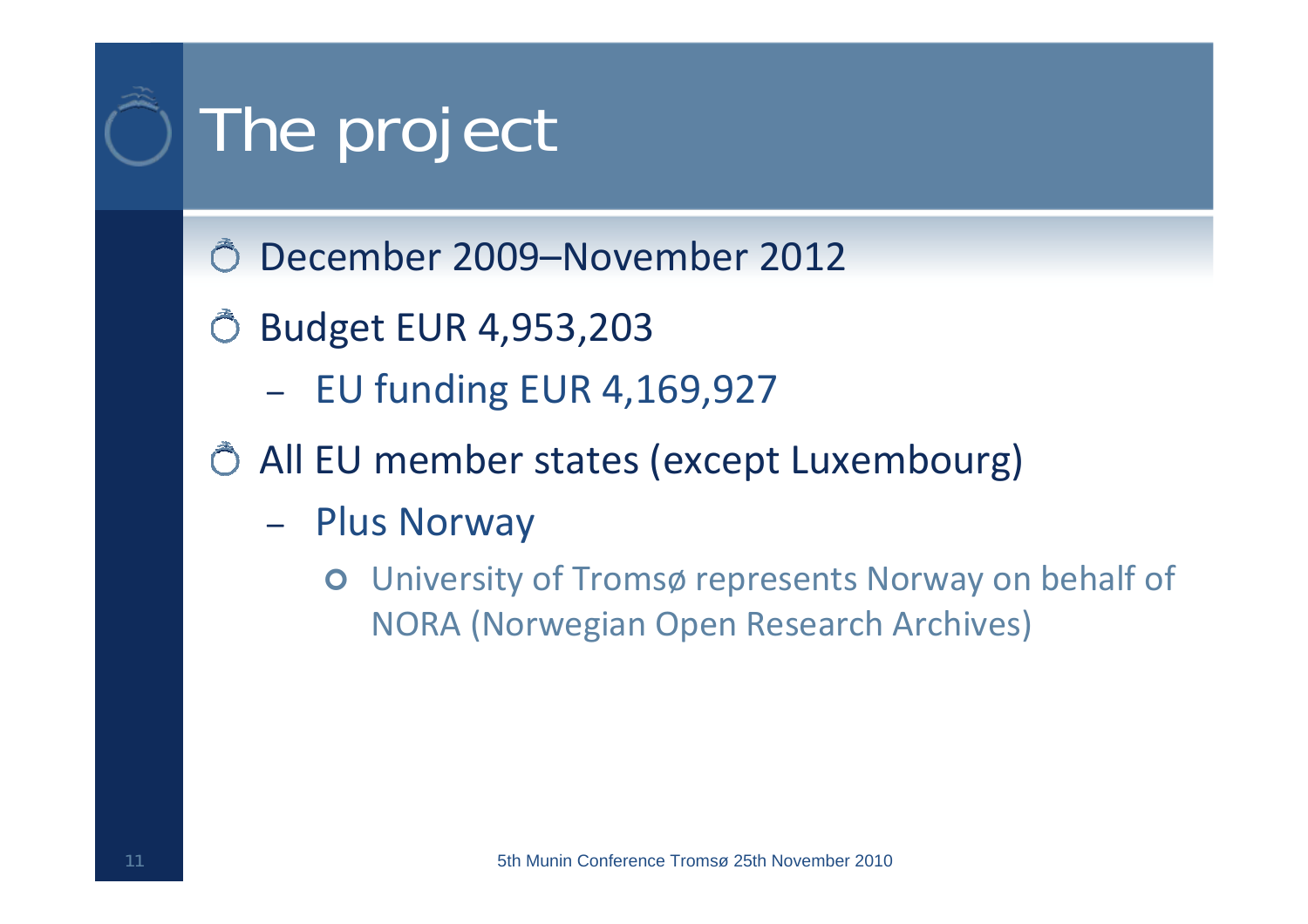# The project

- December 2009–November 2012
- Budget EUR 4,953,203
  - EU funding EUR 4,169,927
- All EU member states (except Luxembourg)
  - Plus Norway
    - University of Tromsø represents Norway on behalf of NORA (Norwegian Open Research Archives)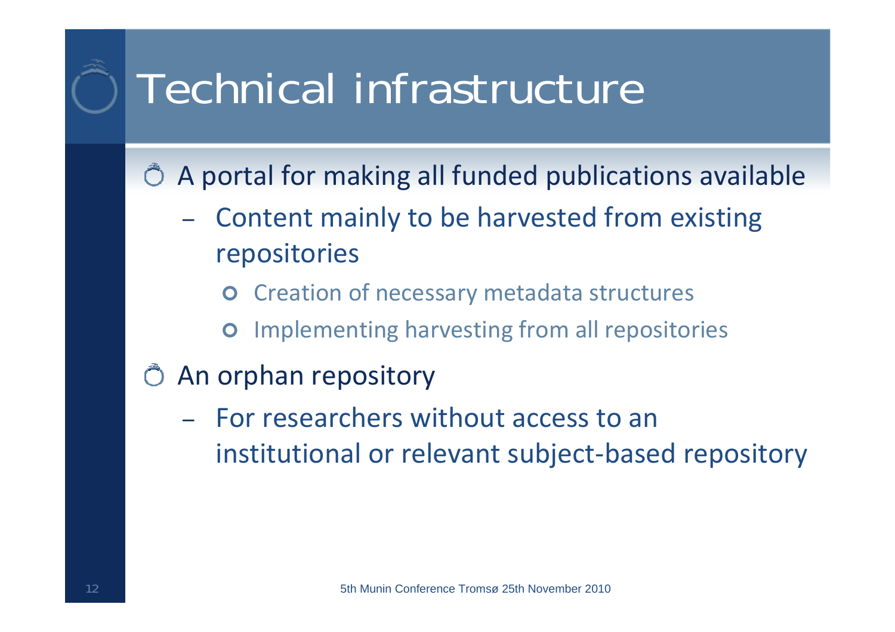# Technical infrastructure

- A portal for making all funded publications available
  - Content mainly to be harvested from existing repositories
    - Creation of necessary metadata structures
    - Implementing harvesting from all repositories
- An orphan repository
  - For researchers without access to an institutional or relevant subject-based repository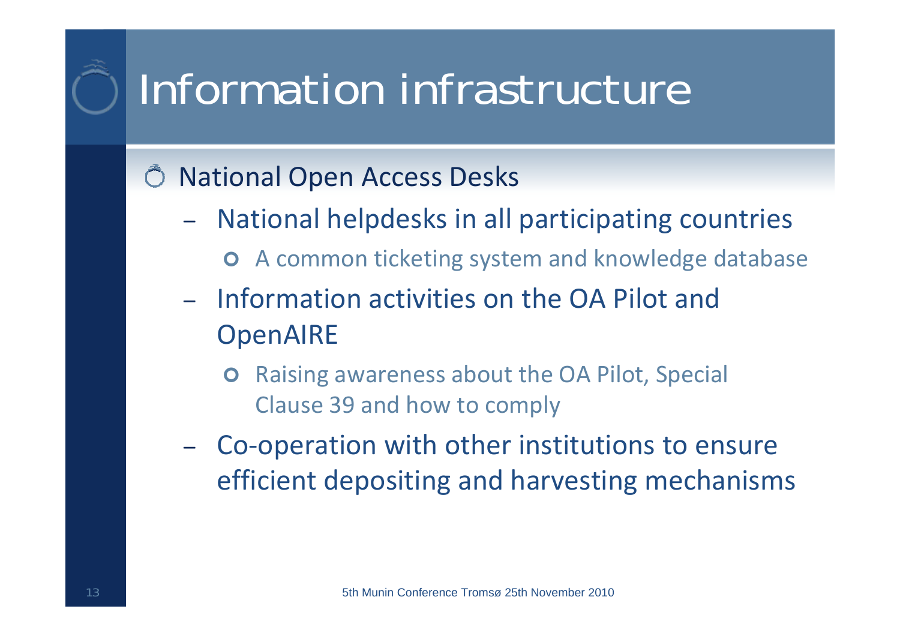# Information infrastructure

- National Open Access Desks
  - National helpdesks in all participating countries
    - A common ticketing system and knowledge database
  - Information activities on the OA Pilot and OpenAIRE
    - Raising awareness about the OA Pilot, Special Clause 39 and how to comply
  - Co-operation with other institutions to ensure efficient depositing and harvesting mechanisms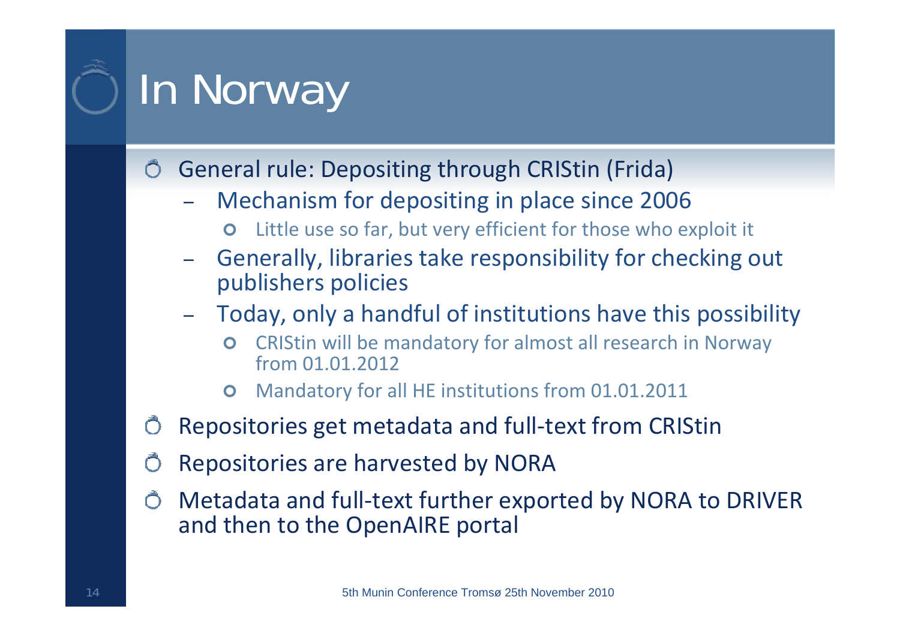# In Norway

- General rule: Depositing through CRIStin (Frida)
  - Mechanism for depositing in place since 2006
    - Little use so far, but very efficient for those who exploit it
  - Generally, libraries take responsibility for checking out publishers policies
  - Today, only a handful of institutions have this possibility
    - CRIStin will be mandatory for almost all research in Norway from 01.01.2012
    - Mandatory for all HE institutions from 01.01.2011
- Repositories get metadata and full-text from CRIStin
- Repositories are harvested by NORA
- Metadata and full-text further exported by NORA to DRIVER and then to the OpenAIRE portal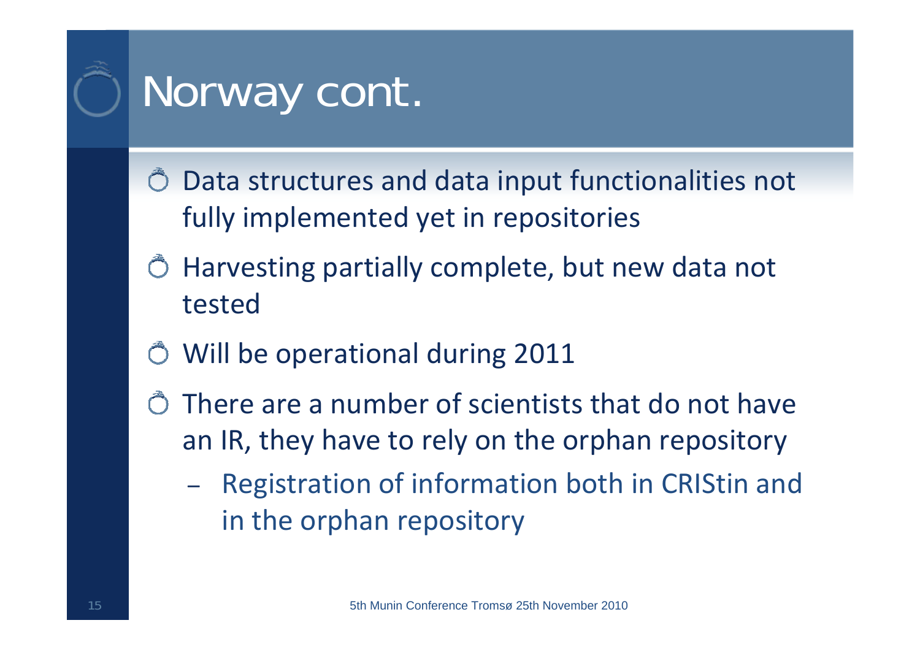# Norway cont.

- Data structures and data input functionalities not fully implemented yet in repositories
- Harvesting partially complete, but new data not tested
- Will be operational during 2011
- There are a number of scientists that do not have an IR, they have to rely on the orphan repository
  - Registration of information both in CRIStin and in the orphan repository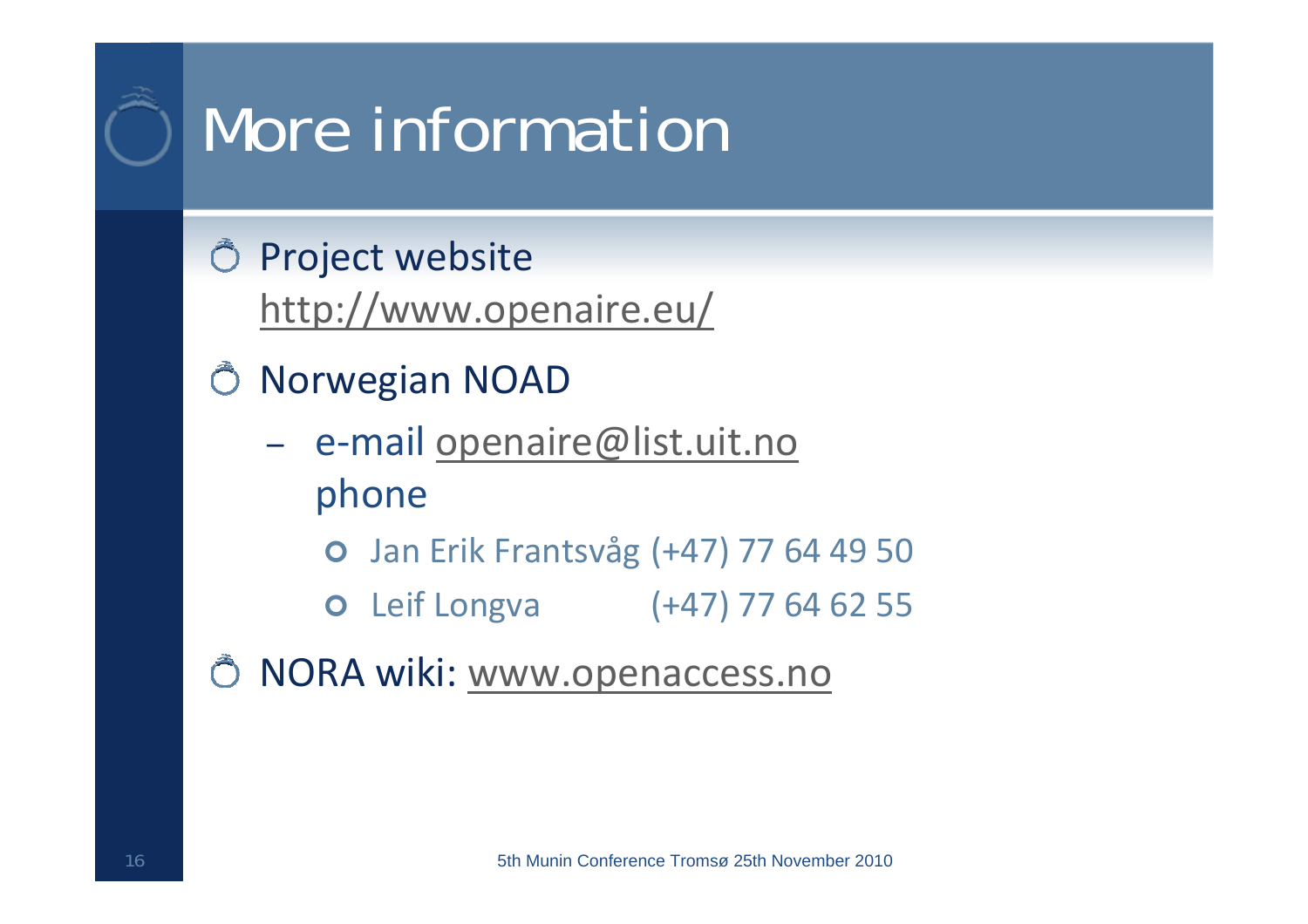# More information

- Project website
  http://www.openaire.eu/
- Norwegian NOAD
  - e-mail openaire@list.uit.no
    phone
    - Jan Erik Frantsvåg (+47) 77 64 49 50
    - Leif Longva (+47) 77 64 62 55
- NORA wiki: www.openaccess.no